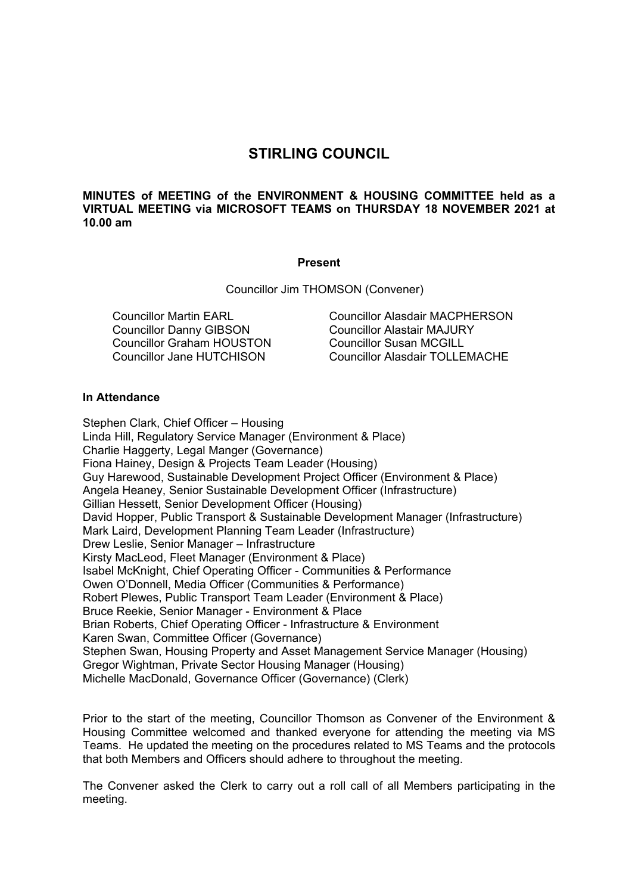# STIRLING COUNCIL

**MINUTES of MEETING of the ENVIRONMENT & HOUSING COMMITTEE held as a VIRTUAL MEETING via MICROSOFT TEAMS on THURSDAY 18 NOVEMBER 2021 at 10.00 am**

**Present**

Councillor Jim THOMSON (Convener)

Councillor Martin EARL
Councillor Danny GIBSON
Councillor Graham HOUSTON
Councillor Jane HUTCHISON
Councillor Alasdair MACPHERSON
Councillor Alastair MAJURY
Councillor Susan MCGILL
Councillor Alasdair TOLLEMACHE

**In Attendance**

Stephen Clark, Chief Officer – Housing
Linda Hill, Regulatory Service Manager (Environment & Place)
Charlie Haggerty, Legal Manger (Governance)
Fiona Hainey, Design & Projects Team Leader (Housing)
Guy Harewood, Sustainable Development Project Officer (Environment & Place)
Angela Heaney, Senior Sustainable Development Officer (Infrastructure)
Gillian Hessett, Senior Development Officer (Housing)
David Hopper, Public Transport & Sustainable Development Manager (Infrastructure)
Mark Laird, Development Planning Team Leader (Infrastructure)
Drew Leslie, Senior Manager – Infrastructure
Kirsty MacLeod, Fleet Manager (Environment & Place)
Isabel McKnight, Chief Operating Officer - Communities & Performance
Owen O'Donnell, Media Officer (Communities & Performance)
Robert Plewes, Public Transport Team Leader (Environment & Place)
Bruce Reekie, Senior Manager - Environment & Place
Brian Roberts, Chief Operating Officer - Infrastructure & Environment
Karen Swan, Committee Officer (Governance)
Stephen Swan, Housing Property and Asset Management Service Manager (Housing)
Gregor Wightman, Private Sector Housing Manager (Housing)
Michelle MacDonald, Governance Officer (Governance) (Clerk)

Prior to the start of the meeting, Councillor Thomson as Convener of the Environment & Housing Committee welcomed and thanked everyone for attending the meeting via MS Teams. He updated the meeting on the procedures related to MS Teams and the protocols that both Members and Officers should adhere to throughout the meeting.

The Convener asked the Clerk to carry out a roll call of all Members participating in the meeting.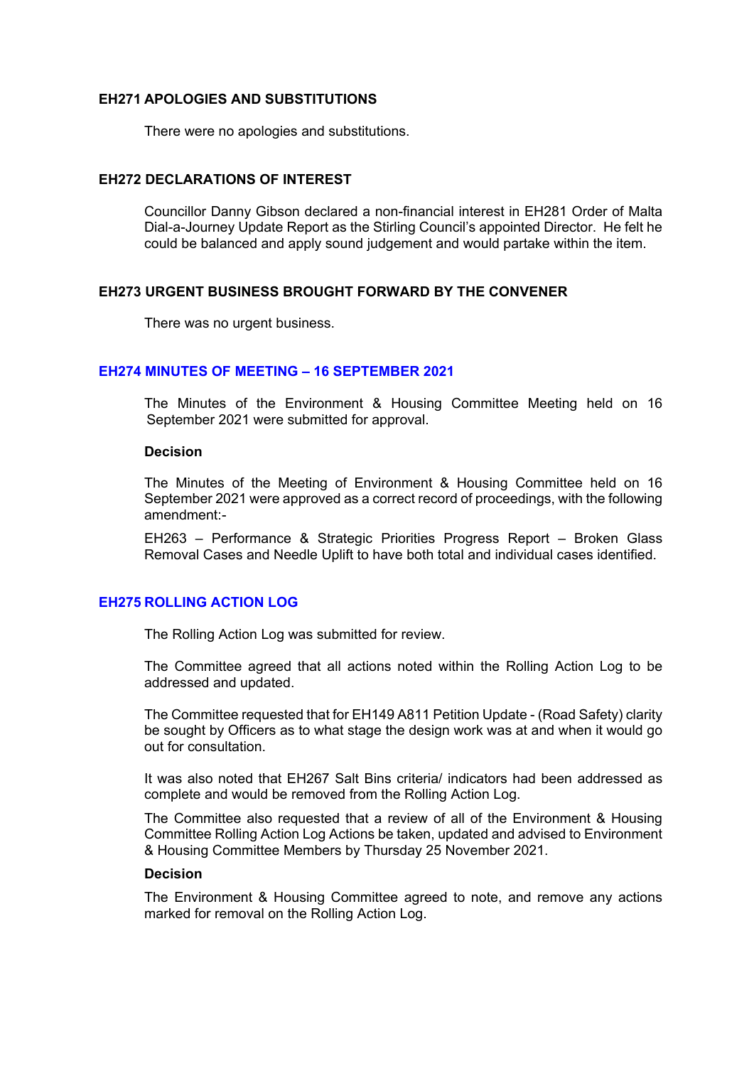### EH271 APOLOGIES AND SUBSTITUTIONS

There were no apologies and substitutions.

### EH272 DECLARATIONS OF INTEREST

Councillor Danny Gibson declared a non-financial interest in EH281 Order of Malta Dial-a-Journey Update Report as the Stirling Council's appointed Director. He felt he could be balanced and apply sound judgement and would partake within the item.

### EH273 URGENT BUSINESS BROUGHT FORWARD BY THE CONVENER

There was no urgent business.

### EH274 MINUTES OF MEETING – 16 SEPTEMBER 2021

The Minutes of the Environment & Housing Committee Meeting held on 16 September 2021 were submitted for approval.

**Decision**

The Minutes of the Meeting of Environment & Housing Committee held on 16 September 2021 were approved as a correct record of proceedings, with the following amendment:-

EH263 – Performance & Strategic Priorities Progress Report – Broken Glass Removal Cases and Needle Uplift to have both total and individual cases identified.

### EH275 ROLLING ACTION LOG

The Rolling Action Log was submitted for review.

The Committee agreed that all actions noted within the Rolling Action Log to be addressed and updated.

The Committee requested that for EH149 A811 Petition Update - (Road Safety) clarity be sought by Officers as to what stage the design work was at and when it would go out for consultation.

It was also noted that EH267 Salt Bins criteria/ indicators had been addressed as complete and would be removed from the Rolling Action Log.

The Committee also requested that a review of all of the Environment & Housing Committee Rolling Action Log Actions be taken, updated and advised to Environment & Housing Committee Members by Thursday 25 November 2021.

**Decision**

The Environment & Housing Committee agreed to note, and remove any actions marked for removal on the Rolling Action Log.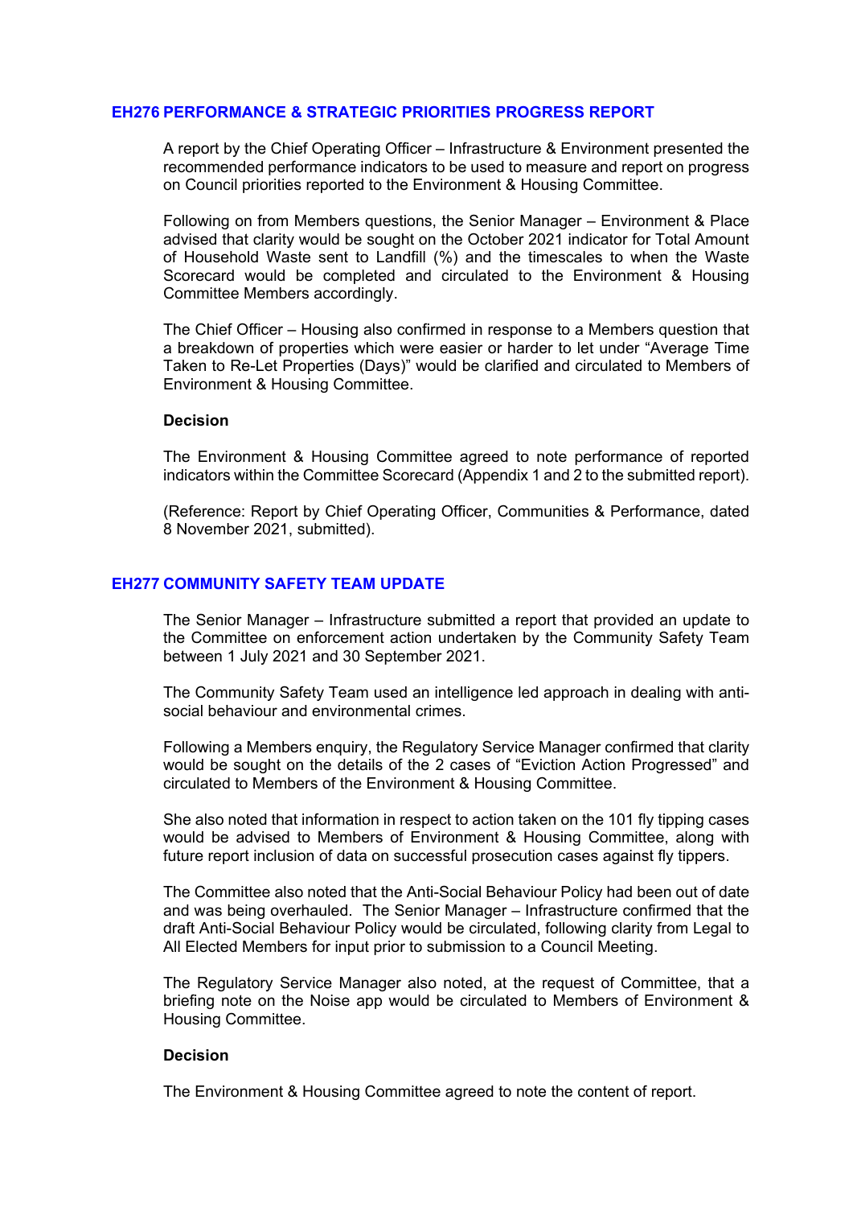## EH276 PERFORMANCE & STRATEGIC PRIORITIES PROGRESS REPORT

A report by the Chief Operating Officer – Infrastructure & Environment presented the recommended performance indicators to be used to measure and report on progress on Council priorities reported to the Environment & Housing Committee.

Following on from Members questions, the Senior Manager – Environment & Place advised that clarity would be sought on the October 2021 indicator for Total Amount of Household Waste sent to Landfill (%) and the timescales to when the Waste Scorecard would be completed and circulated to the Environment & Housing Committee Members accordingly.

The Chief Officer – Housing also confirmed in response to a Members question that a breakdown of properties which were easier or harder to let under "Average Time Taken to Re-Let Properties (Days)" would be clarified and circulated to Members of Environment & Housing Committee.

**Decision**

The Environment & Housing Committee agreed to note performance of reported indicators within the Committee Scorecard (Appendix 1 and 2 to the submitted report).

(Reference: Report by Chief Operating Officer, Communities & Performance, dated 8 November 2021, submitted).

## EH277 COMMUNITY SAFETY TEAM UPDATE

The Senior Manager – Infrastructure submitted a report that provided an update to the Committee on enforcement action undertaken by the Community Safety Team between 1 July 2021 and 30 September 2021.

The Community Safety Team used an intelligence led approach in dealing with anti-social behaviour and environmental crimes.

Following a Members enquiry, the Regulatory Service Manager confirmed that clarity would be sought on the details of the 2 cases of "Eviction Action Progressed" and circulated to Members of the Environment & Housing Committee.

She also noted that information in respect to action taken on the 101 fly tipping cases would be advised to Members of Environment & Housing Committee, along with future report inclusion of data on successful prosecution cases against fly tippers.

The Committee also noted that the Anti-Social Behaviour Policy had been out of date and was being overhauled. The Senior Manager – Infrastructure confirmed that the draft Anti-Social Behaviour Policy would be circulated, following clarity from Legal to All Elected Members for input prior to submission to a Council Meeting.

The Regulatory Service Manager also noted, at the request of Committee, that a briefing note on the Noise app would be circulated to Members of Environment & Housing Committee.

**Decision**

The Environment & Housing Committee agreed to note the content of report.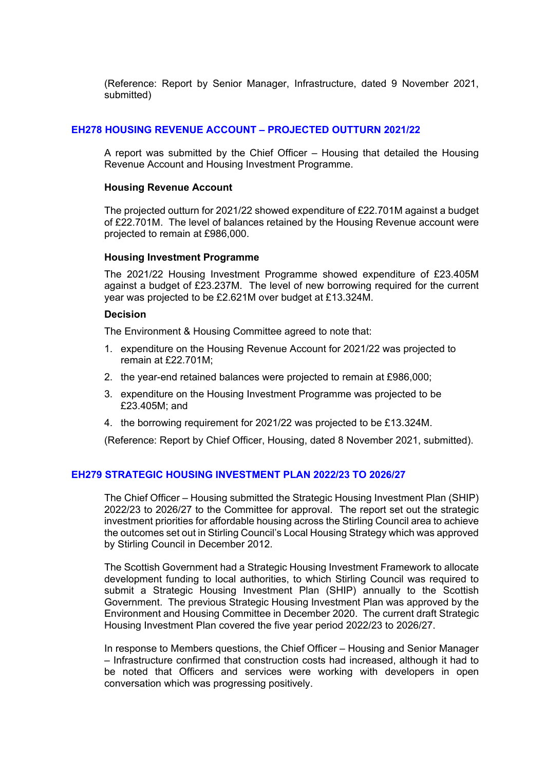(Reference: Report by Senior Manager, Infrastructure, dated 9 November 2021, submitted)

## EH278 HOUSING REVENUE ACCOUNT – PROJECTED OUTTURN 2021/22

A report was submitted by the Chief Officer – Housing that detailed the Housing Revenue Account and Housing Investment Programme.

**Housing Revenue Account**

The projected outturn for 2021/22 showed expenditure of £22.701M against a budget of £22.701M. The level of balances retained by the Housing Revenue account were projected to remain at £986,000.

**Housing Investment Programme**

The 2021/22 Housing Investment Programme showed expenditure of £23.405M against a budget of £23.237M. The level of new borrowing required for the current year was projected to be £2.621M over budget at £13.324M.

**Decision**

The Environment & Housing Committee agreed to note that:

1. expenditure on the Housing Revenue Account for 2021/22 was projected to remain at £22.701M;
2. the year-end retained balances were projected to remain at £986,000;
3. expenditure on the Housing Investment Programme was projected to be £23.405M; and
4. the borrowing requirement for 2021/22 was projected to be £13.324M.

(Reference: Report by Chief Officer, Housing, dated 8 November 2021, submitted).

## EH279 STRATEGIC HOUSING INVESTMENT PLAN 2022/23 TO 2026/27

The Chief Officer – Housing submitted the Strategic Housing Investment Plan (SHIP) 2022/23 to 2026/27 to the Committee for approval. The report set out the strategic investment priorities for affordable housing across the Stirling Council area to achieve the outcomes set out in Stirling Council's Local Housing Strategy which was approved by Stirling Council in December 2012.

The Scottish Government had a Strategic Housing Investment Framework to allocate development funding to local authorities, to which Stirling Council was required to submit a Strategic Housing Investment Plan (SHIP) annually to the Scottish Government. The previous Strategic Housing Investment Plan was approved by the Environment and Housing Committee in December 2020. The current draft Strategic Housing Investment Plan covered the five year period 2022/23 to 2026/27.

In response to Members questions, the Chief Officer – Housing and Senior Manager – Infrastructure confirmed that construction costs had increased, although it had to be noted that Officers and services were working with developers in open conversation which was progressing positively.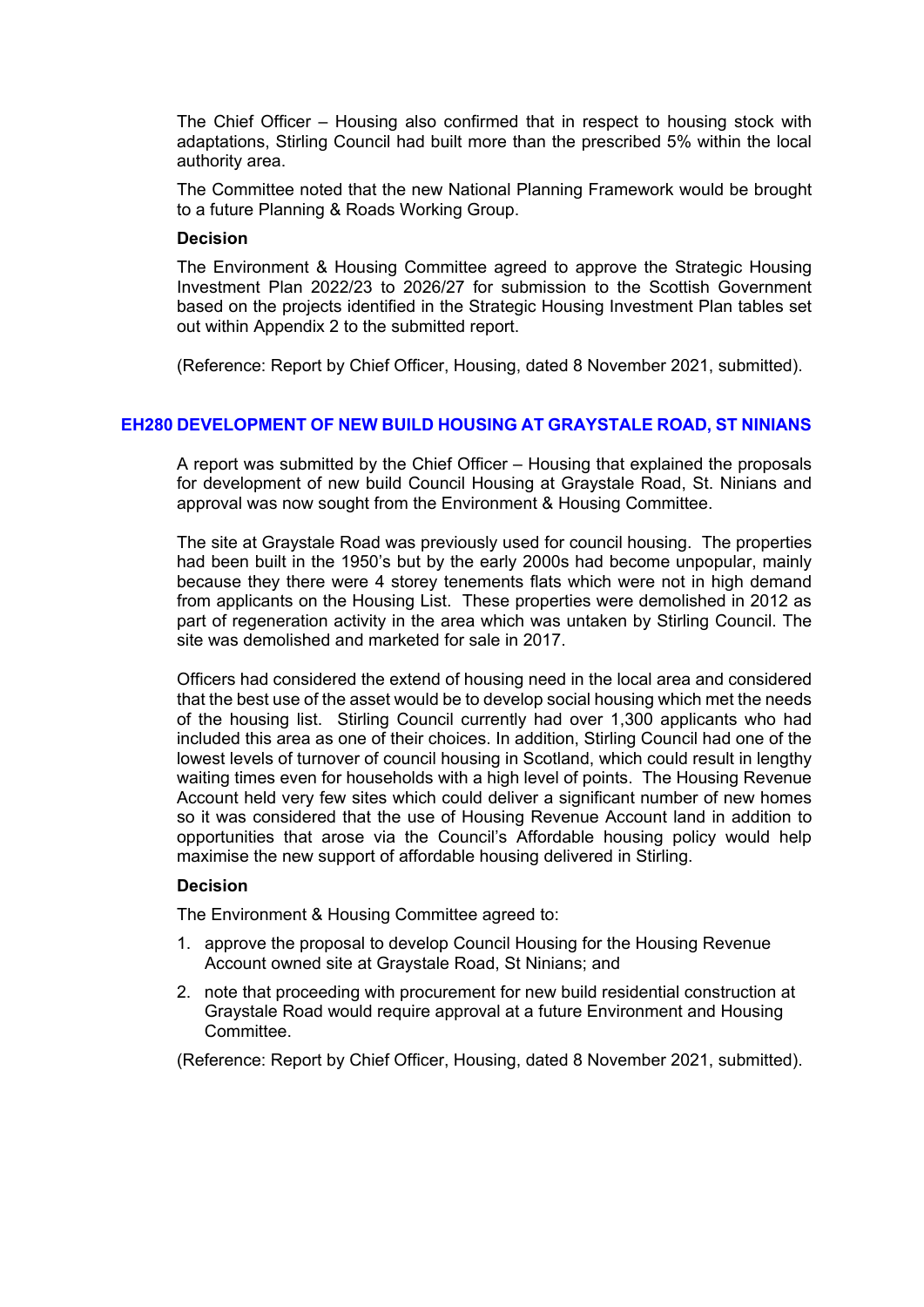The Chief Officer – Housing also confirmed that in respect to housing stock with adaptations, Stirling Council had built more than the prescribed 5% within the local authority area.

The Committee noted that the new National Planning Framework would be brought to a future Planning & Roads Working Group.

**Decision**

The Environment & Housing Committee agreed to approve the Strategic Housing Investment Plan 2022/23 to 2026/27 for submission to the Scottish Government based on the projects identified in the Strategic Housing Investment Plan tables set out within Appendix 2 to the submitted report.

(Reference: Report by Chief Officer, Housing, dated 8 November 2021, submitted).

## EH280 DEVELOPMENT OF NEW BUILD HOUSING AT GRAYSTALE ROAD, ST NINIANS

A report was submitted by the Chief Officer – Housing that explained the proposals for development of new build Council Housing at Graystale Road, St. Ninians and approval was now sought from the Environment & Housing Committee.

The site at Graystale Road was previously used for council housing. The properties had been built in the 1950's but by the early 2000s had become unpopular, mainly because they there were 4 storey tenements flats which were not in high demand from applicants on the Housing List. These properties were demolished in 2012 as part of regeneration activity in the area which was untaken by Stirling Council. The site was demolished and marketed for sale in 2017.

Officers had considered the extend of housing need in the local area and considered that the best use of the asset would be to develop social housing which met the needs of the housing list. Stirling Council currently had over 1,300 applicants who had included this area as one of their choices. In addition, Stirling Council had one of the lowest levels of turnover of council housing in Scotland, which could result in lengthy waiting times even for households with a high level of points. The Housing Revenue Account held very few sites which could deliver a significant number of new homes so it was considered that the use of Housing Revenue Account land in addition to opportunities that arose via the Council's Affordable housing policy would help maximise the new support of affordable housing delivered in Stirling.

**Decision**

The Environment & Housing Committee agreed to:

1. approve the proposal to develop Council Housing for the Housing Revenue Account owned site at Graystale Road, St Ninians; and
2. note that proceeding with procurement for new build residential construction at Graystale Road would require approval at a future Environment and Housing Committee.

(Reference: Report by Chief Officer, Housing, dated 8 November 2021, submitted).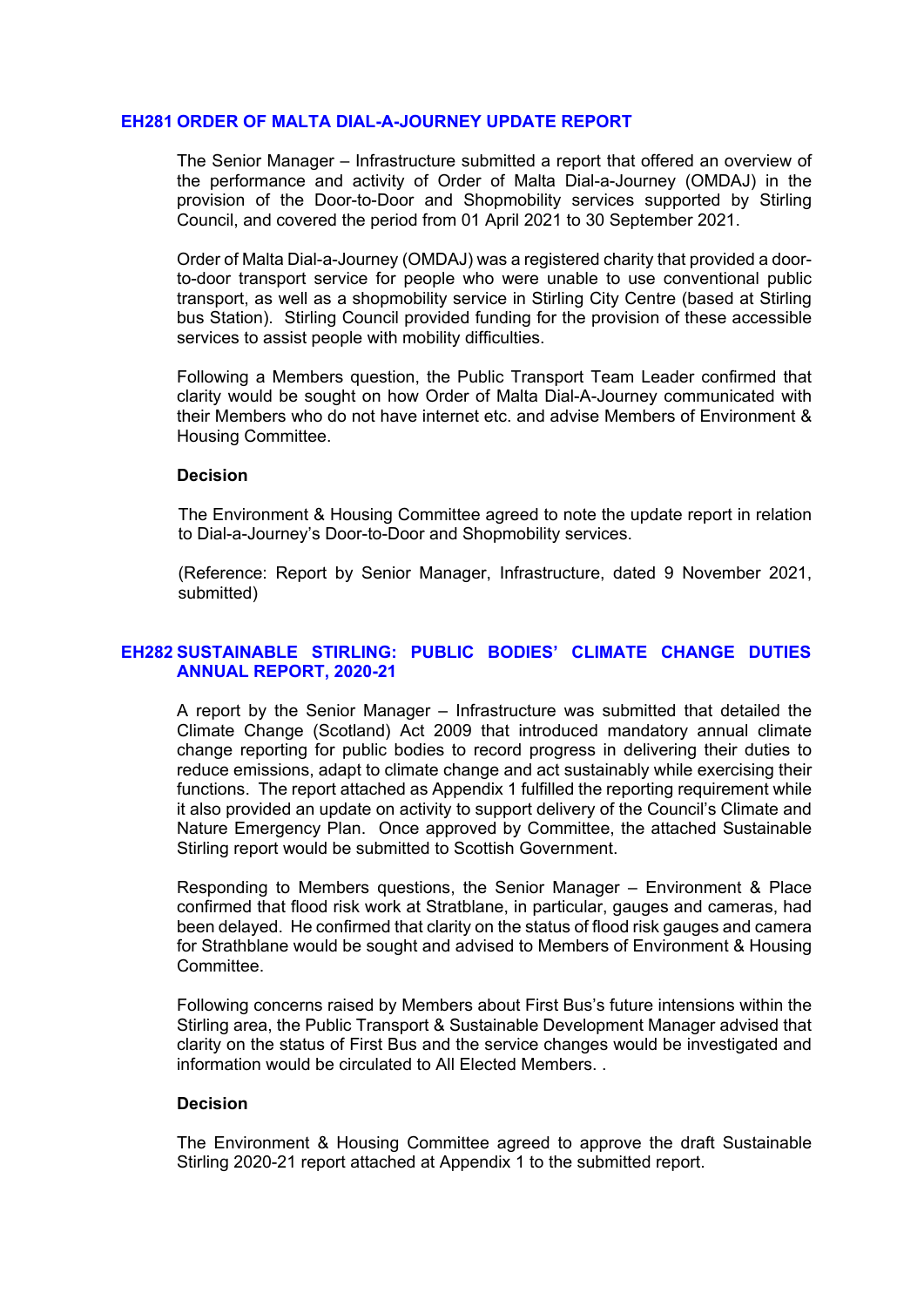## EH281 ORDER OF MALTA DIAL-A-JOURNEY UPDATE REPORT

The Senior Manager – Infrastructure submitted a report that offered an overview of the performance and activity of Order of Malta Dial-a-Journey (OMDAJ) in the provision of the Door-to-Door and Shopmobility services supported by Stirling Council, and covered the period from 01 April 2021 to 30 September 2021.

Order of Malta Dial-a-Journey (OMDAJ) was a registered charity that provided a door-to-door transport service for people who were unable to use conventional public transport, as well as a shopmobility service in Stirling City Centre (based at Stirling bus Station). Stirling Council provided funding for the provision of these accessible services to assist people with mobility difficulties.

Following a Members question, the Public Transport Team Leader confirmed that clarity would be sought on how Order of Malta Dial-A-Journey communicated with their Members who do not have internet etc. and advise Members of Environment & Housing Committee.

**Decision**

The Environment & Housing Committee agreed to note the update report in relation to Dial-a-Journey's Door-to-Door and Shopmobility services.

(Reference: Report by Senior Manager, Infrastructure, dated 9 November 2021, submitted)

## EH282 SUSTAINABLE STIRLING: PUBLIC BODIES' CLIMATE CHANGE DUTIES ANNUAL REPORT, 2020-21

A report by the Senior Manager – Infrastructure was submitted that detailed the Climate Change (Scotland) Act 2009 that introduced mandatory annual climate change reporting for public bodies to record progress in delivering their duties to reduce emissions, adapt to climate change and act sustainably while exercising their functions. The report attached as Appendix 1 fulfilled the reporting requirement while it also provided an update on activity to support delivery of the Council's Climate and Nature Emergency Plan. Once approved by Committee, the attached Sustainable Stirling report would be submitted to Scottish Government.

Responding to Members questions, the Senior Manager – Environment & Place confirmed that flood risk work at Stratblane, in particular, gauges and cameras, had been delayed. He confirmed that clarity on the status of flood risk gauges and camera for Strathblane would be sought and advised to Members of Environment & Housing Committee.

Following concerns raised by Members about First Bus's future intensions within the Stirling area, the Public Transport & Sustainable Development Manager advised that clarity on the status of First Bus and the service changes would be investigated and information would be circulated to All Elected Members. .

**Decision**

The Environment & Housing Committee agreed to approve the draft Sustainable Stirling 2020-21 report attached at Appendix 1 to the submitted report.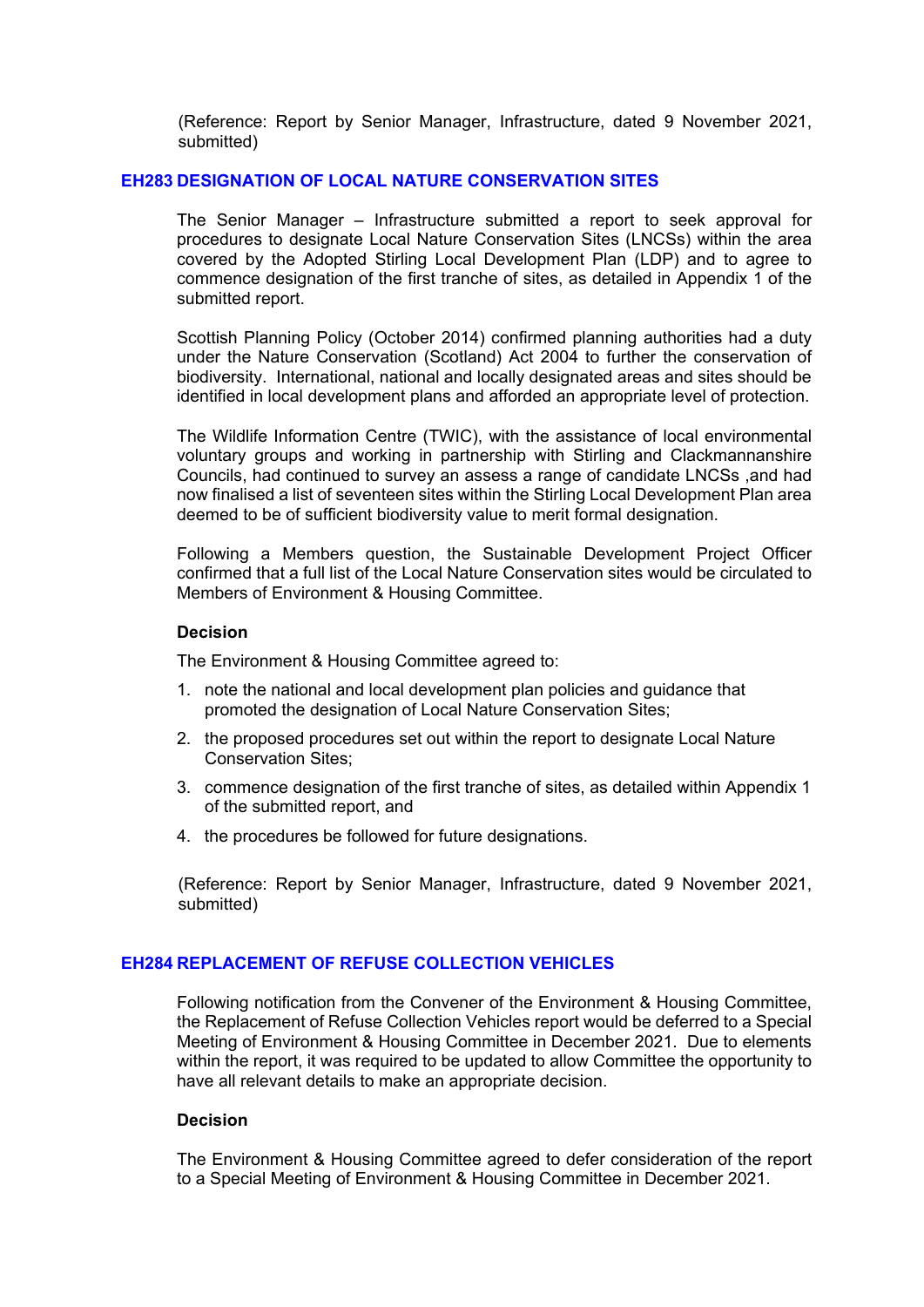(Reference: Report by Senior Manager, Infrastructure, dated 9 November 2021, submitted)

### EH283 DESIGNATION OF LOCAL NATURE CONSERVATION SITES

The Senior Manager – Infrastructure submitted a report to seek approval for procedures to designate Local Nature Conservation Sites (LNCSs) within the area covered by the Adopted Stirling Local Development Plan (LDP) and to agree to commence designation of the first tranche of sites, as detailed in Appendix 1 of the submitted report.

Scottish Planning Policy (October 2014) confirmed planning authorities had a duty under the Nature Conservation (Scotland) Act 2004 to further the conservation of biodiversity. International, national and locally designated areas and sites should be identified in local development plans and afforded an appropriate level of protection.

The Wildlife Information Centre (TWIC), with the assistance of local environmental voluntary groups and working in partnership with Stirling and Clackmannanshire Councils, had continued to survey an assess a range of candidate LNCSs ,and had now finalised a list of seventeen sites within the Stirling Local Development Plan area deemed to be of sufficient biodiversity value to merit formal designation.

Following a Members question, the Sustainable Development Project Officer confirmed that a full list of the Local Nature Conservation sites would be circulated to Members of Environment & Housing Committee.

**Decision**

The Environment & Housing Committee agreed to:

1. note the national and local development plan policies and guidance that promoted the designation of Local Nature Conservation Sites;
2. the proposed procedures set out within the report to designate Local Nature Conservation Sites;
3. commence designation of the first tranche of sites, as detailed within Appendix 1 of the submitted report, and
4. the procedures be followed for future designations.

(Reference: Report by Senior Manager, Infrastructure, dated 9 November 2021, submitted)

### EH284 REPLACEMENT OF REFUSE COLLECTION VEHICLES

Following notification from the Convener of the Environment & Housing Committee, the Replacement of Refuse Collection Vehicles report would be deferred to a Special Meeting of Environment & Housing Committee in December 2021. Due to elements within the report, it was required to be updated to allow Committee the opportunity to have all relevant details to make an appropriate decision.

**Decision**

The Environment & Housing Committee agreed to defer consideration of the report to a Special Meeting of Environment & Housing Committee in December 2021.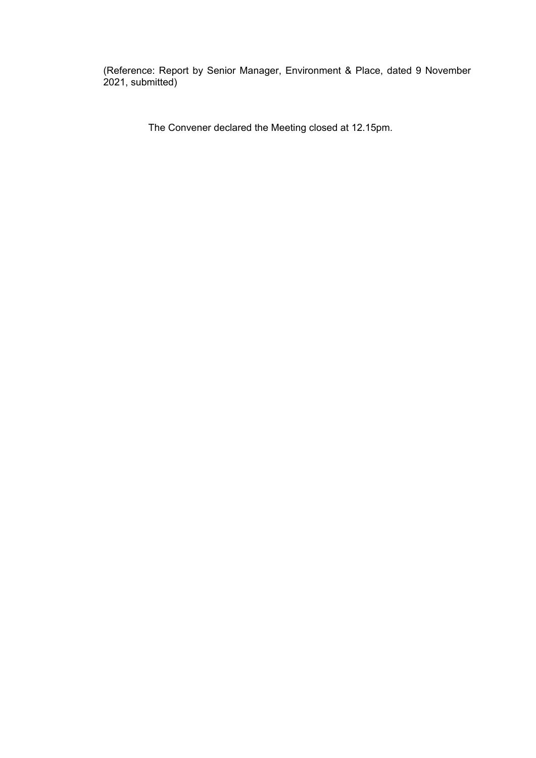(Reference: Report by Senior Manager, Environment & Place, dated 9 November 2021, submitted)

The Convener declared the Meeting closed at 12.15pm.